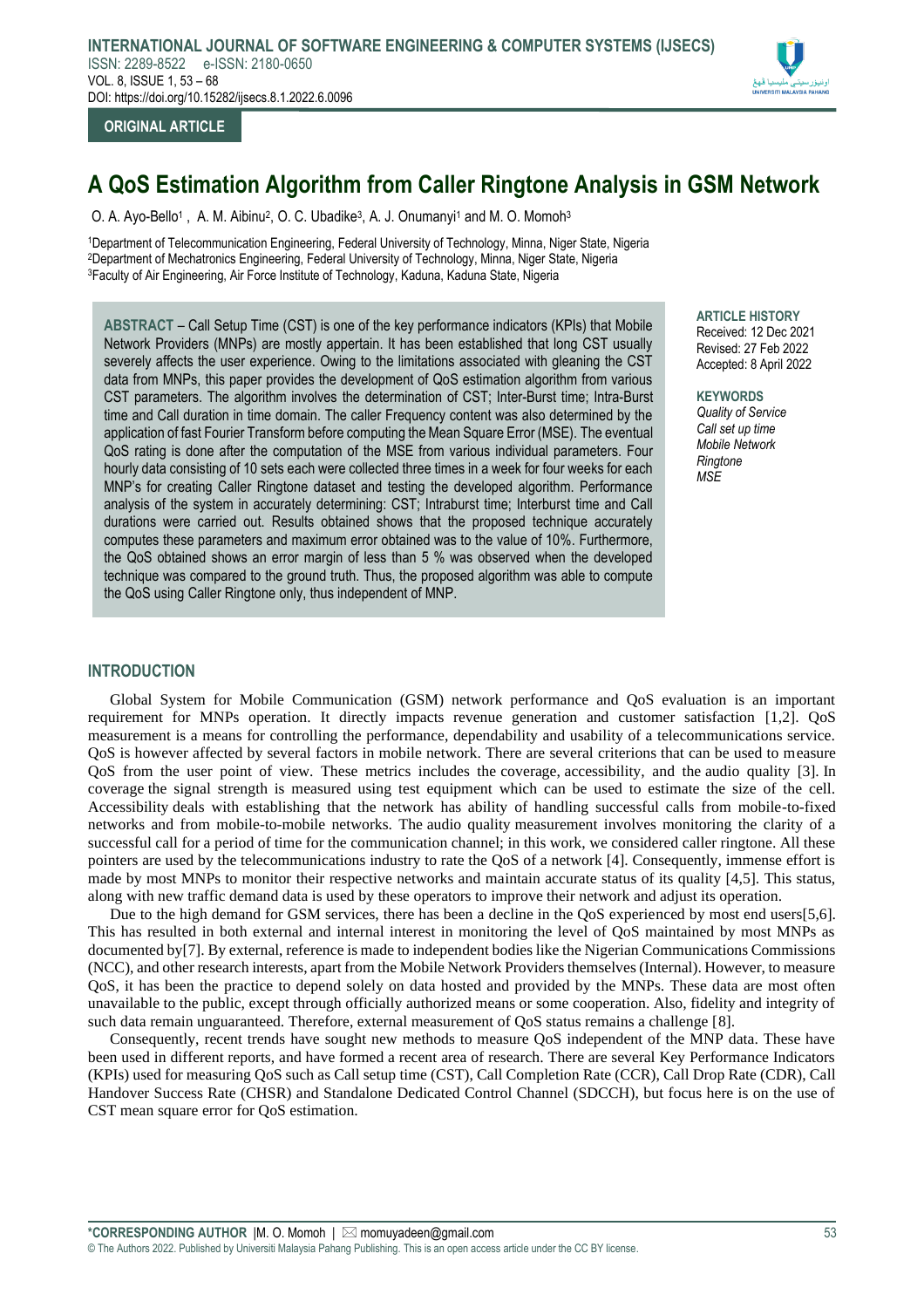ORIGINAL ARTICLE

# A QoS Estimation Algorithm from Caller Ringtone Analysis in GSM Network

O. A. Ayo-Bello[1] , A. M. Aibinu[2], O. C. Ubadike[3], A. J. Onumanyi[1] and M. O. Momoh[3]

[1]Department of Telecommunication Engineering, Federal University of Technology, Minna, Niger State, Nigeria
[2]Department of Mechatronics Engineering, Federal University of Technology, Minna, Niger State, Nigeria
[3]Faculty of Air Engineering, Air Force Institute of Technology, Kaduna, Kaduna State, Nigeria

**ABSTRACT** – Call Setup Time (CST) is one of the key performance indicators (KPIs) that Mobile Network Providers (MNPs) are mostly appertain. It has been established that long CST usually severely affects the user experience. Owing to the limitations associated with gleaning the CST data from MNPs, this paper provides the development of QoS estimation algorithm from various CST parameters. The algorithm involves the determination of CST; Inter-Burst time; Intra-Burst time and Call duration in time domain. The caller Frequency content was also determined by the application of fast Fourier Transform before computing the Mean Square Error (MSE). The eventual QoS rating is done after the computation of the MSE from various individual parameters. Four hourly data consisting of 10 sets each were collected three times in a week for four weeks for each MNP's for creating Caller Ringtone dataset and testing the developed algorithm. Performance analysis of the system in accurately determining: CST; Intraburst time; Interburst time and Call durations were carried out. Results obtained shows that the proposed technique accurately computes these parameters and maximum error obtained was to the value of 10%. Furthermore, the QoS obtained shows an error margin of less than 5 % was observed when the developed technique was compared to the ground truth. Thus, the proposed algorithm was able to compute the QoS using Caller Ringtone only, thus independent of MNP.

**ARTICLE HISTORY**
Received: 12 Dec 2021
Revised: 27 Feb 2022
Accepted: 8 April 2022

**KEYWORDS**
*Quality of Service*
*Call set up time*
*Mobile Network*
*Ringtone*
*MSE*

## INTRODUCTION

Global System for Mobile Communication (GSM) network performance and QoS evaluation is an important requirement for MNPs operation. It directly impacts revenue generation and customer satisfaction [1,2]. QoS measurement is a means for controlling the performance, dependability and usability of a telecommunications service. QoS is however affected by several factors in mobile network. There are several criterions that can be used to measure QoS from the user point of view. These metrics includes the coverage, accessibility, and the audio quality [3]. In coverage the signal strength is measured using test equipment which can be used to estimate the size of the cell. Accessibility deals with establishing that the network has ability of handling successful calls from mobile-to-fixed networks and from mobile-to-mobile networks. The audio quality measurement involves monitoring the clarity of a successful call for a period of time for the communication channel; in this work, we considered caller ringtone. All these pointers are used by the telecommunications industry to rate the QoS of a network [4]. Consequently, immense effort is made by most MNPs to monitor their respective networks and maintain accurate status of its quality [4,5]. This status, along with new traffic demand data is used by these operators to improve their network and adjust its operation.

Due to the high demand for GSM services, there has been a decline in the QoS experienced by most end users[5,6]. This has resulted in both external and internal interest in monitoring the level of QoS maintained by most MNPs as documented by[7]. By external, reference is made to independent bodies like the Nigerian Communications Commissions (NCC), and other research interests, apart from the Mobile Network Providers themselves (Internal). However, to measure QoS, it has been the practice to depend solely on data hosted and provided by the MNPs. These data are most often unavailable to the public, except through officially authorized means or some cooperation. Also, fidelity and integrity of such data remain unguaranteed. Therefore, external measurement of QoS status remains a challenge [8].

Consequently, recent trends have sought new methods to measure QoS independent of the MNP data. These have been used in different reports, and have formed a recent area of research. There are several Key Performance Indicators (KPIs) used for measuring QoS such as Call setup time (CST), Call Completion Rate (CCR), Call Drop Rate (CDR), Call Handover Success Rate (CHSR) and Standalone Dedicated Control Channel (SDCCH), but focus here is on the use of CST mean square error for QoS estimation.

*CORRESPONDING AUTHOR |M. O. Momoh | momuyadeen@gmail.com
© The Authors 2022. Published by Universiti Malaysia Pahang Publishing. This is an open access article under the CC BY license.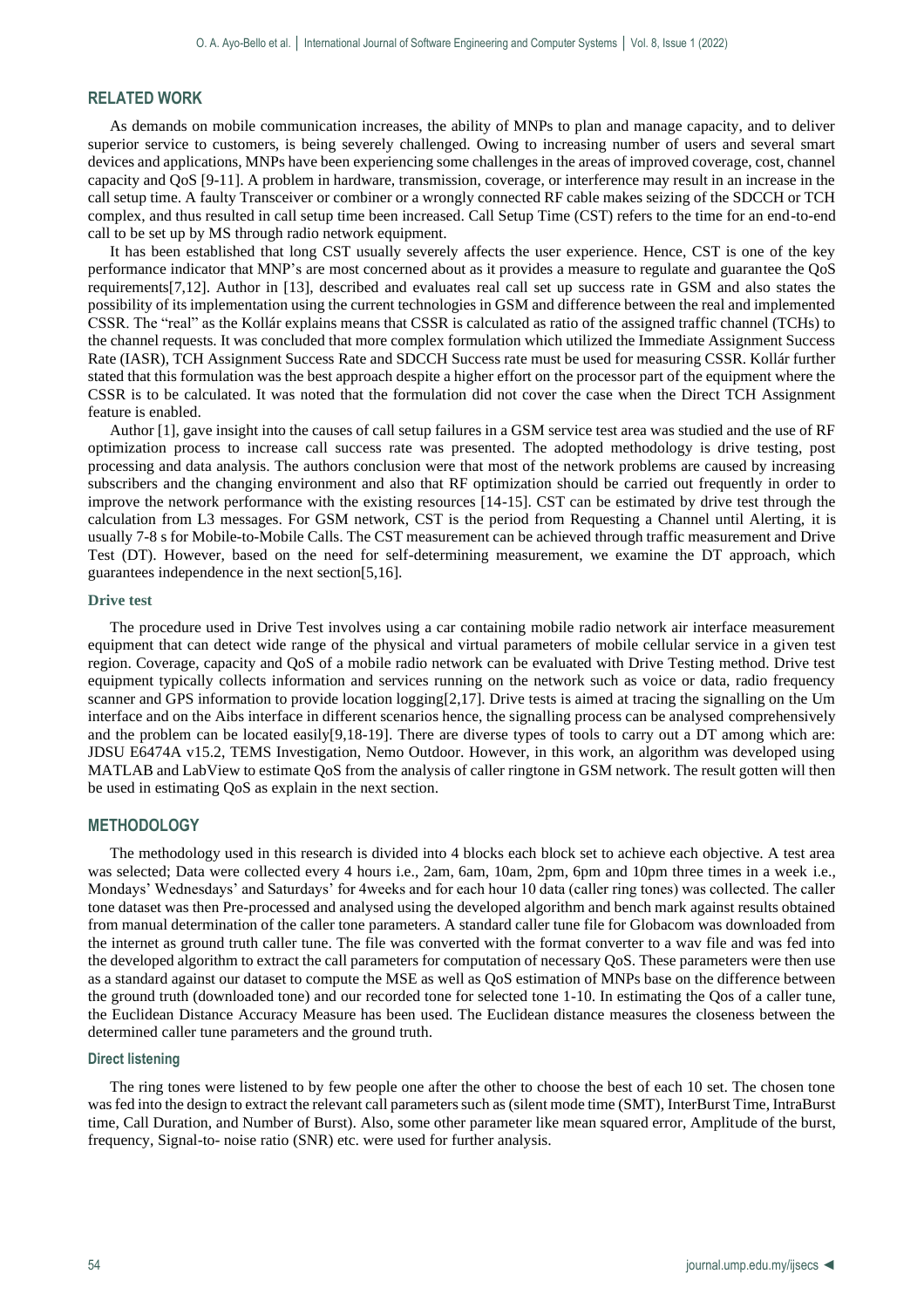## RELATED WORK

As demands on mobile communication increases, the ability of MNPs to plan and manage capacity, and to deliver superior service to customers, is being severely challenged. Owing to increasing number of users and several smart devices and applications, MNPs have been experiencing some challenges in the areas of improved coverage, cost, channel capacity and QoS [9-11]. A problem in hardware, transmission, coverage, or interference may result in an increase in the call setup time. A faulty Transceiver or combiner or a wrongly connected RF cable makes seizing of the SDCCH or TCH complex, and thus resulted in call setup time been increased. Call Setup Time (CST) refers to the time for an end-to-end call to be set up by MS through radio network equipment.

It has been established that long CST usually severely affects the user experience. Hence, CST is one of the key performance indicator that MNP's are most concerned about as it provides a measure to regulate and guarantee the QoS requirements[7,12]. Author in [13], described and evaluates real call set up success rate in GSM and also states the possibility of its implementation using the current technologies in GSM and difference between the real and implemented CSSR. The "real" as the Kollár explains means that CSSR is calculated as ratio of the assigned traffic channel (TCHs) to the channel requests. It was concluded that more complex formulation which utilized the Immediate Assignment Success Rate (IASR), TCH Assignment Success Rate and SDCCH Success rate must be used for measuring CSSR. Kollár further stated that this formulation was the best approach despite a higher effort on the processor part of the equipment where the CSSR is to be calculated. It was noted that the formulation did not cover the case when the Direct TCH Assignment feature is enabled.

Author [1], gave insight into the causes of call setup failures in a GSM service test area was studied and the use of RF optimization process to increase call success rate was presented. The adopted methodology is drive testing, post processing and data analysis. The authors conclusion were that most of the network problems are caused by increasing subscribers and the changing environment and also that RF optimization should be carried out frequently in order to improve the network performance with the existing resources [14-15]. CST can be estimated by drive test through the calculation from L3 messages. For GSM network, CST is the period from Requesting a Channel until Alerting, it is usually 7-8 s for Mobile-to-Mobile Calls. The CST measurement can be achieved through traffic measurement and Drive Test (DT). However, based on the need for self-determining measurement, we examine the DT approach, which guarantees independence in the next section[5,16].

### Drive test

The procedure used in Drive Test involves using a car containing mobile radio network air interface measurement equipment that can detect wide range of the physical and virtual parameters of mobile cellular service in a given test region. Coverage, capacity and QoS of a mobile radio network can be evaluated with Drive Testing method. Drive test equipment typically collects information and services running on the network such as voice or data, radio frequency scanner and GPS information to provide location logging[2,17]. Drive tests is aimed at tracing the signalling on the Um interface and on the Aibs interface in different scenarios hence, the signalling process can be analysed comprehensively and the problem can be located easily[9,18-19]. There are diverse types of tools to carry out a DT among which are: JDSU E6474A v15.2, TEMS Investigation, Nemo Outdoor. However, in this work, an algorithm was developed using MATLAB and LabView to estimate QoS from the analysis of caller ringtone in GSM network. The result gotten will then be used in estimating QoS as explain in the next section.

## METHODOLOGY

The methodology used in this research is divided into 4 blocks each block set to achieve each objective. A test area was selected; Data were collected every 4 hours i.e., 2am, 6am, 10am, 2pm, 6pm and 10pm three times in a week i.e., Mondays' Wednesdays' and Saturdays' for 4weeks and for each hour 10 data (caller ring tones) was collected. The caller tone dataset was then Pre-processed and analysed using the developed algorithm and bench mark against results obtained from manual determination of the caller tone parameters. A standard caller tune file for Globacom was downloaded from the internet as ground truth caller tune. The file was converted with the format converter to a wav file and was fed into the developed algorithm to extract the call parameters for computation of necessary QoS. These parameters were then use as a standard against our dataset to compute the MSE as well as QoS estimation of MNPs base on the difference between the ground truth (downloaded tone) and our recorded tone for selected tone 1-10. In estimating the Qos of a caller tune, the Euclidean Distance Accuracy Measure has been used. The Euclidean distance measures the closeness between the determined caller tune parameters and the ground truth.

### Direct listening

The ring tones were listened to by few people one after the other to choose the best of each 10 set. The chosen tone was fed into the design to extract the relevant call parameters such as (silent mode time (SMT), InterBurst Time, IntraBurst time, Call Duration, and Number of Burst). Also, some other parameter like mean squared error, Amplitude of the burst, frequency, Signal-to- noise ratio (SNR) etc. were used for further analysis.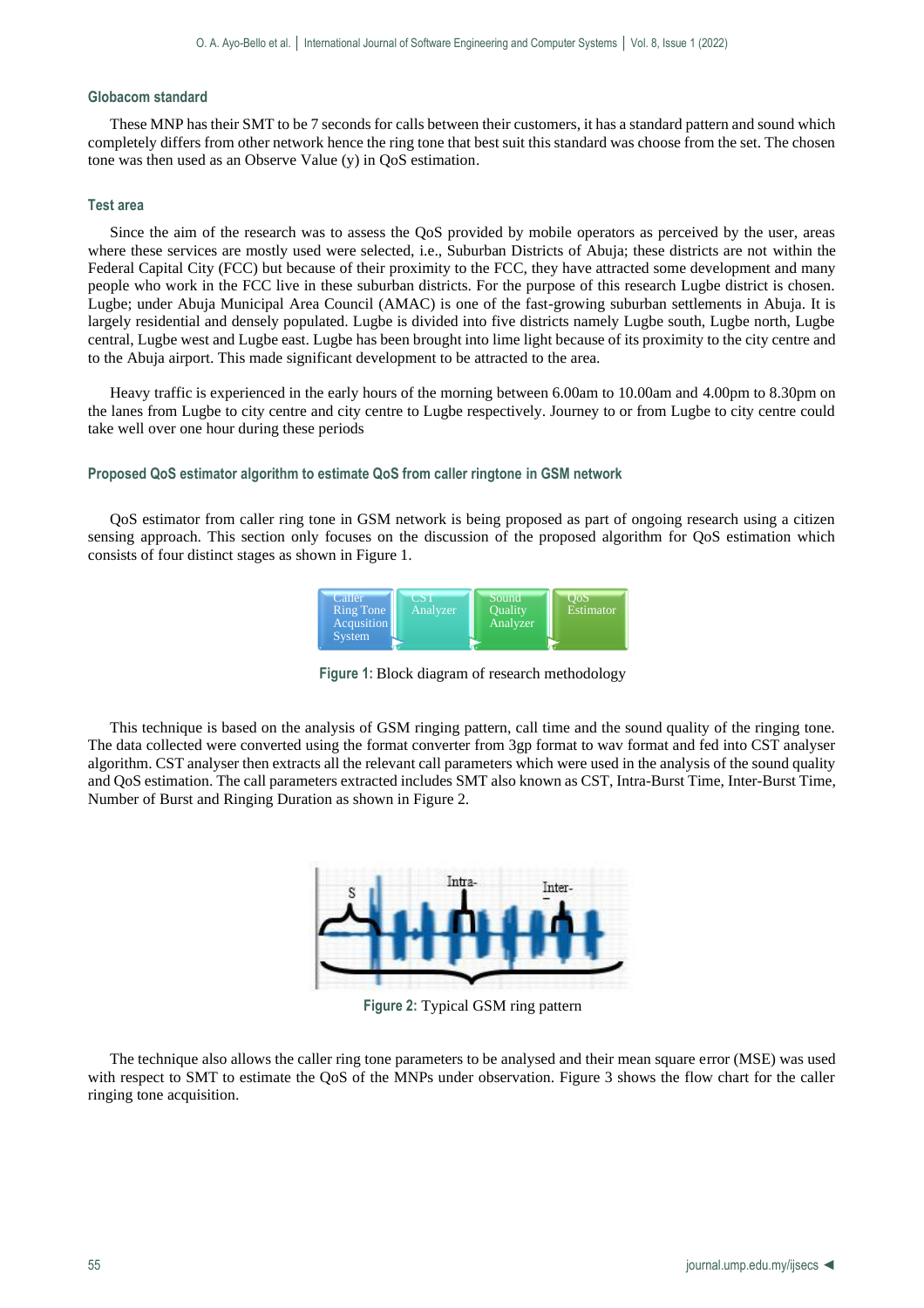### Globacom standard

These MNP has their SMT to be 7 seconds for calls between their customers, it has a standard pattern and sound which completely differs from other network hence the ring tone that best suit this standard was choose from the set. The chosen tone was then used as an Observe Value (y) in QoS estimation.

### Test area

Since the aim of the research was to assess the QoS provided by mobile operators as perceived by the user, areas where these services are mostly used were selected, i.e., Suburban Districts of Abuja; these districts are not within the Federal Capital City (FCC) but because of their proximity to the FCC, they have attracted some development and many people who work in the FCC live in these suburban districts. For the purpose of this research Lugbe district is chosen. Lugbe; under Abuja Municipal Area Council (AMAC) is one of the fast-growing suburban settlements in Abuja. It is largely residential and densely populated. Lugbe is divided into five districts namely Lugbe south, Lugbe north, Lugbe central, Lugbe west and Lugbe east. Lugbe has been brought into lime light because of its proximity to the city centre and to the Abuja airport. This made significant development to be attracted to the area.

Heavy traffic is experienced in the early hours of the morning between 6.00am to 10.00am and 4.00pm to 8.30pm on the lanes from Lugbe to city centre and city centre to Lugbe respectively. Journey to or from Lugbe to city centre could take well over one hour during these periods

### Proposed QoS estimator algorithm to estimate QoS from caller ringtone in GSM network

QoS estimator from caller ring tone in GSM network is being proposed as part of ongoing research using a citizen sensing approach. This section only focuses on the discussion of the proposed algorithm for QoS estimation which consists of four distinct stages as shown in Figure 1.

Caller Ring Tone Acqusition System → CST Analyzer → Sound Quality Analyzer → QoS Estimator

**Figure 1:** Block diagram of research methodology

This technique is based on the analysis of GSM ringing pattern, call time and the sound quality of the ringing tone. The data collected were converted using the format converter from 3gp format to wav format and fed into CST analyser algorithm. CST analyser then extracts all the relevant call parameters which were used in the analysis of the sound quality and QoS estimation. The call parameters extracted includes SMT also known as CST, Intra-Burst Time, Inter-Burst Time, Number of Burst and Ringing Duration as shown in Figure 2.

**Figure 2:** Typical GSM ring pattern

The technique also allows the caller ring tone parameters to be analysed and their mean square error (MSE) was used with respect to SMT to estimate the QoS of the MNPs under observation. Figure 3 shows the flow chart for the caller ringing tone acquisition.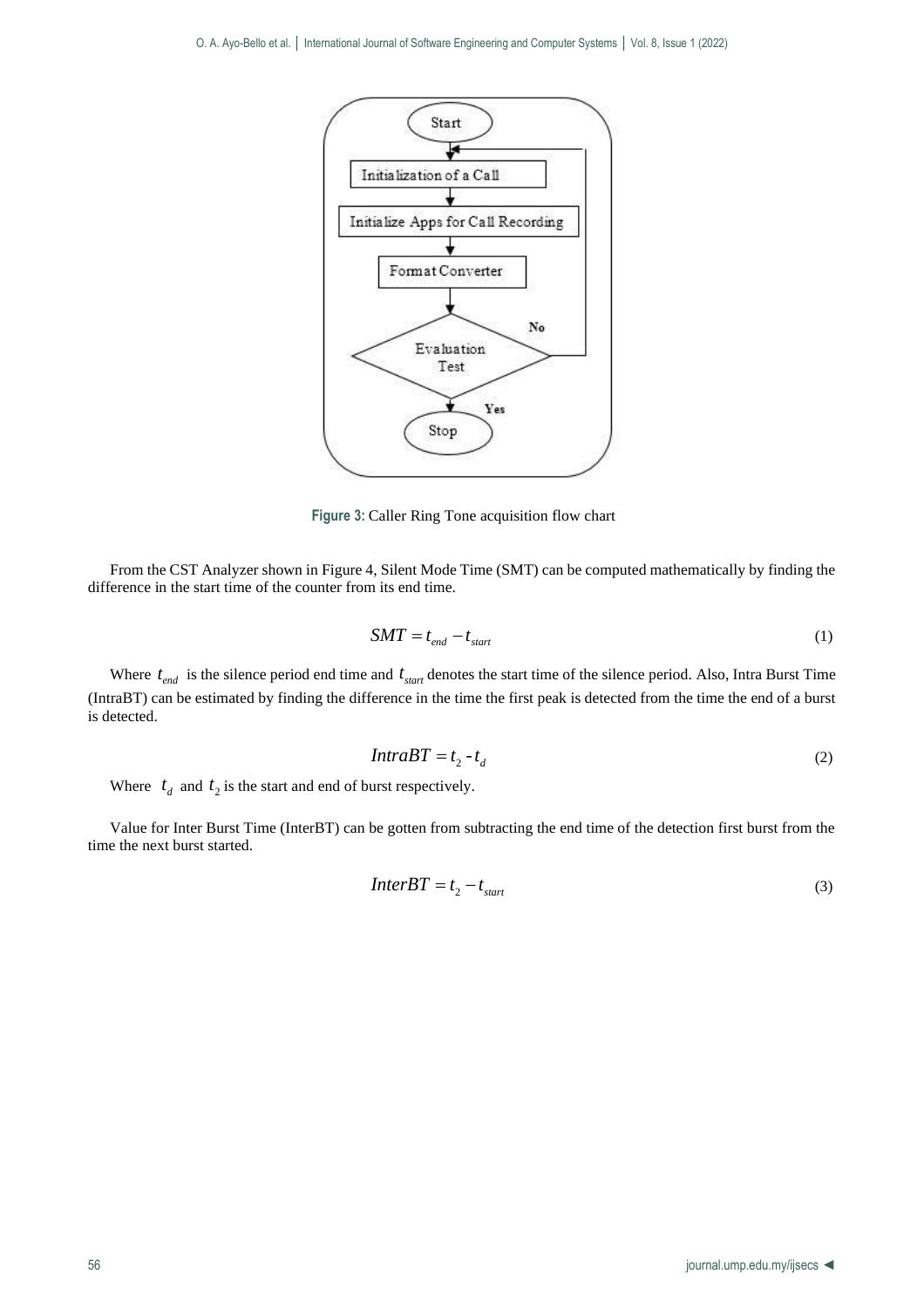**Figure 3:** Caller Ring Tone acquisition flow chart

From the CST Analyzer shown in Figure 4, Silent Mode Time (SMT) can be computed mathematically by finding the difference in the start time of the counter from its end time.

$$SMT = t_{end} - t_{start} \tag{1}$$

Where $t_{end}$ is the silence period end time and $t_{start}$ denotes the start time of the silence period. Also, Intra Burst Time (IntraBT) can be estimated by finding the difference in the time the first peak is detected from the time the end of a burst is detected.

$$IntraBT = t_2 - t_d \tag{2}$$

Where $t_d$ and $t_2$ is the start and end of burst respectively.

Value for Inter Burst Time (InterBT) can be gotten from subtracting the end time of the detection first burst from the time the next burst started.

$$InterBT = t_2 - t_{start} \tag{3}$$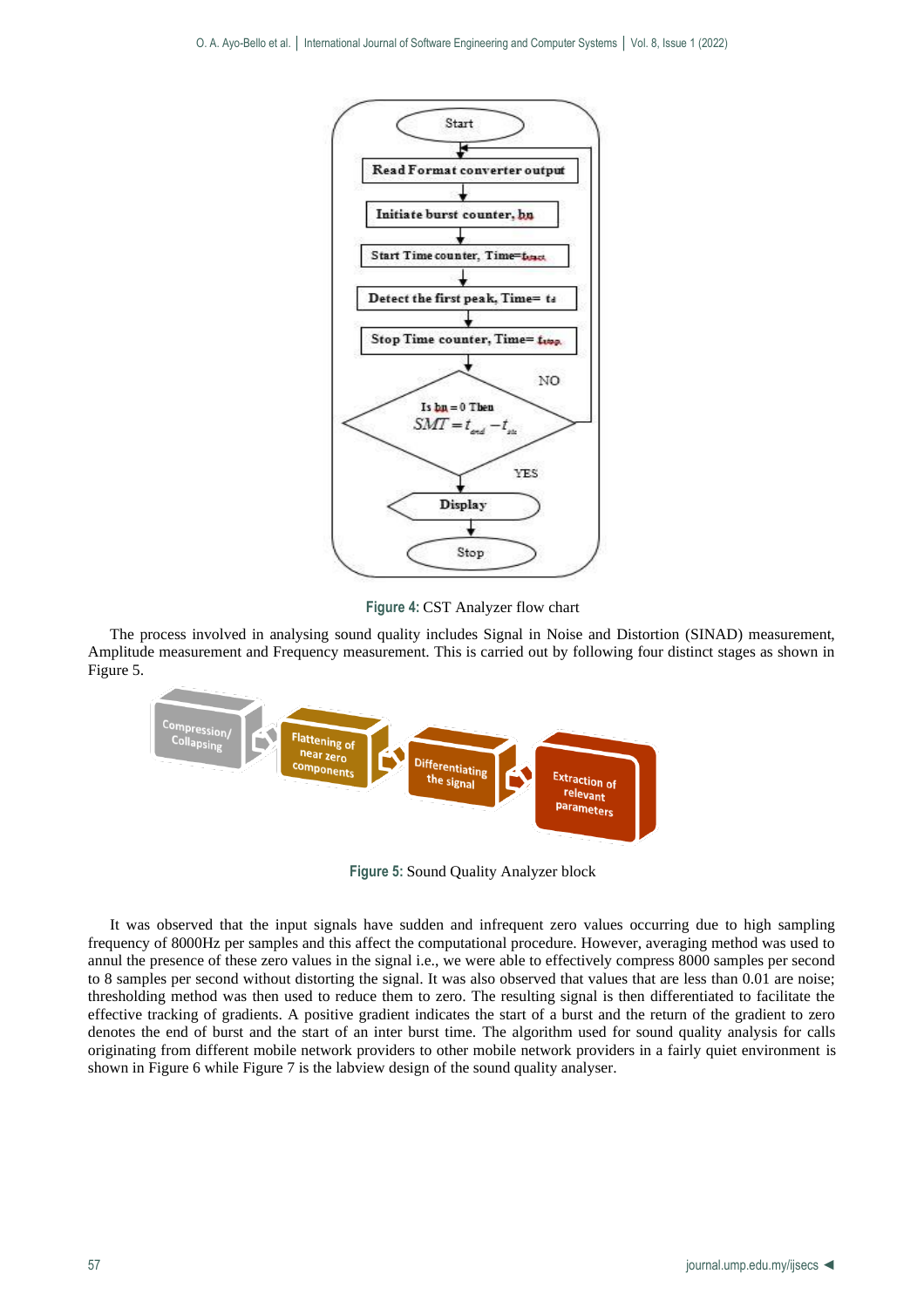Figure 4: CST Analyzer flow chart

The process involved in analysing sound quality includes Signal in Noise and Distortion (SINAD) measurement, Amplitude measurement and Frequency measurement. This is carried out by following four distinct stages as shown in Figure 5.

Figure 5: Sound Quality Analyzer block

It was observed that the input signals have sudden and infrequent zero values occurring due to high sampling frequency of 8000Hz per samples and this affect the computational procedure. However, averaging method was used to annul the presence of these zero values in the signal i.e., we were able to effectively compress 8000 samples per second to 8 samples per second without distorting the signal. It was also observed that values that are less than 0.01 are noise; thresholding method was then used to reduce them to zero. The resulting signal is then differentiated to facilitate the effective tracking of gradients. A positive gradient indicates the start of a burst and the return of the gradient to zero denotes the end of burst and the start of an inter burst time. The algorithm used for sound quality analysis for calls originating from different mobile network providers to other mobile network providers in a fairly quiet environment is shown in Figure 6 while Figure 7 is the labview design of the sound quality analyser.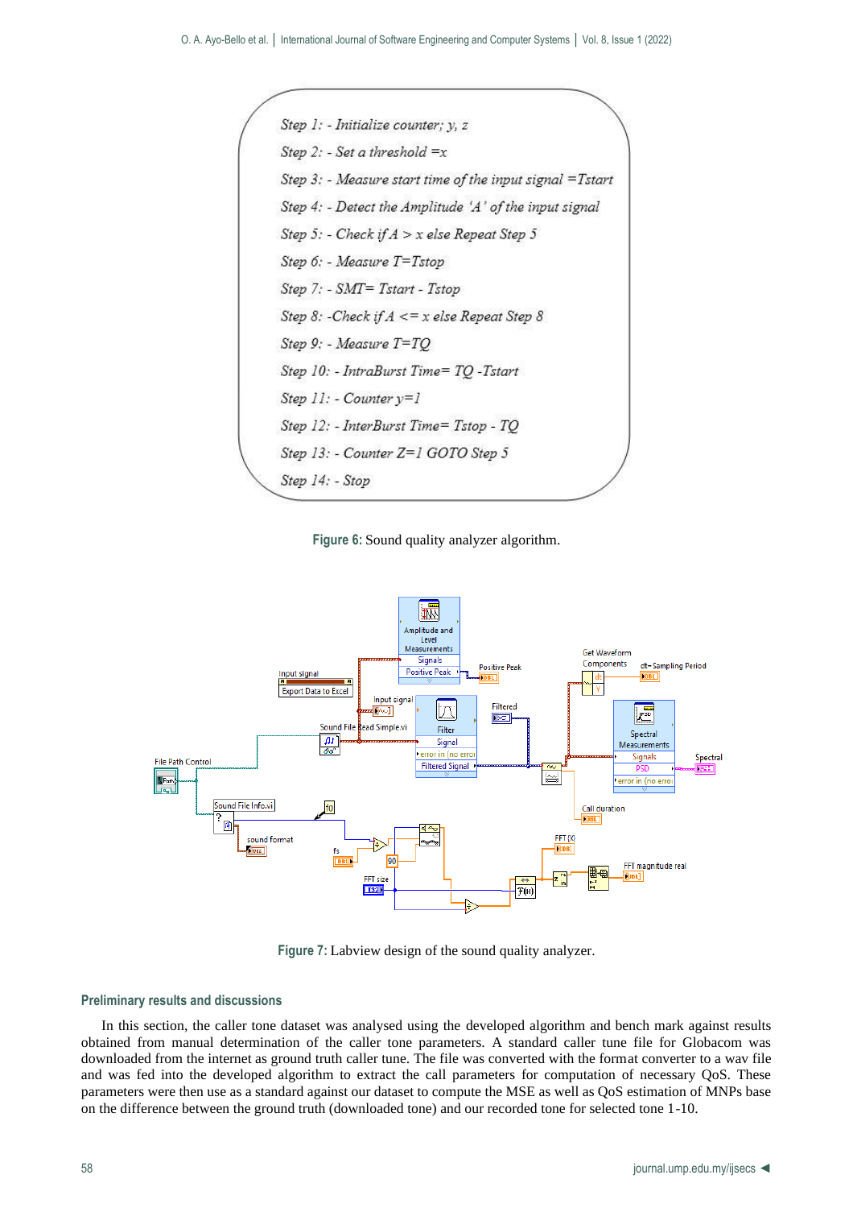Step 1: - Initialize counter; y, z

Step 2: - Set a threshold =x

Step 3: - Measure start time of the input signal =Tstart

Step 4: - Detect the Amplitude 'A' of the input signal

Step 5: - Check if A > x else Repeat Step 5

Step 6: - Measure T=Tstop

Step 7: - SMT= Tstart - Tstop

Step 8: -Check if A <= x else Repeat Step 8

Step 9: - Measure T=TQ

Step 10: - IntraBurst Time= TQ -Tstart

Step 11: - Counter y=1

Step 12: - InterBurst Time= Tstop - TQ

Step 13: - Counter Z=1 GOTO Step 5

Step 14: - Stop

**Figure 6:** Sound quality analyzer algorithm.

**Figure 7:** Labview design of the sound quality analyzer.

## Preliminary results and discussions

In this section, the caller tone dataset was analysed using the developed algorithm and bench mark against results obtained from manual determination of the caller tone parameters. A standard caller tune file for Globacom was downloaded from the internet as ground truth caller tune. The file was converted with the format converter to a wav file and was fed into the developed algorithm to extract the call parameters for computation of necessary QoS. These parameters were then use as a standard against our dataset to compute the MSE as well as QoS estimation of MNPs base on the difference between the ground truth (downloaded tone) and our recorded tone for selected tone 1-10.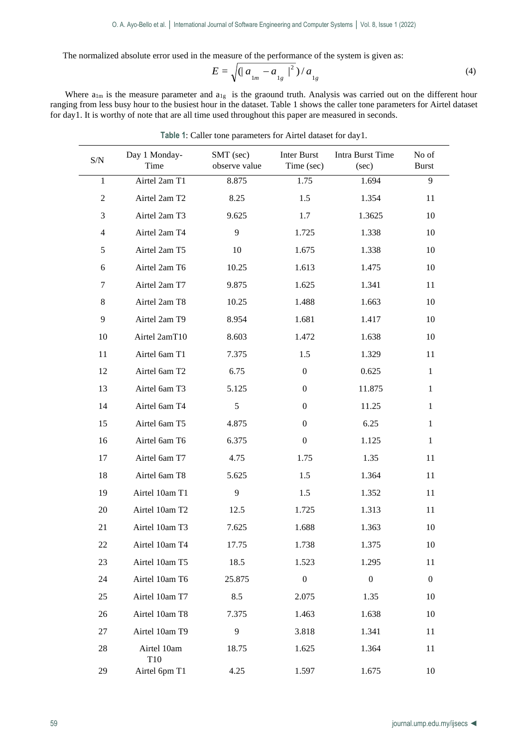The normalized absolute error used in the measure of the performance of the system is given as:

$$E = \sqrt{(|a_{1m} - a_{1g}|^2)} / a_{1g} \tag{4}$$

Where $a_{1m}$ is the measure parameter and $a_{1g}$ is the graound truth. Analysis was carried out on the different hour ranging from less busy hour to the busiest hour in the dataset. Table 1 shows the caller tone parameters for Airtel dataset for day1. It is worthy of note that are all time used throughout this paper are measured in seconds.

**Table 1**: Caller tone parameters for Airtel dataset for day1.

| S/N | Day 1 Monday-Time | SMT (sec) observe value | Inter Burst Time (sec) | Intra Burst Time (sec) | No of Burst |
|---|---|---|---|---|---|
| 1 | Airtel 2am T1 | 8.875 | 1.75 | 1.694 | 9 |
| 2 | Airtel 2am T2 | 8.25 | 1.5 | 1.354 | 11 |
| 3 | Airtel 2am T3 | 9.625 | 1.7 | 1.3625 | 10 |
| 4 | Airtel 2am T4 | 9 | 1.725 | 1.338 | 10 |
| 5 | Airtel 2am T5 | 10 | 1.675 | 1.338 | 10 |
| 6 | Airtel 2am T6 | 10.25 | 1.613 | 1.475 | 10 |
| 7 | Airtel 2am T7 | 9.875 | 1.625 | 1.341 | 11 |
| 8 | Airtel 2am T8 | 10.25 | 1.488 | 1.663 | 10 |
| 9 | Airtel 2am T9 | 8.954 | 1.681 | 1.417 | 10 |
| 10 | Airtel 2amT10 | 8.603 | 1.472 | 1.638 | 10 |
| 11 | Airtel 6am T1 | 7.375 | 1.5 | 1.329 | 11 |
| 12 | Airtel 6am T2 | 6.75 | 0 | 0.625 | 1 |
| 13 | Airtel 6am T3 | 5.125 | 0 | 11.875 | 1 |
| 14 | Airtel 6am T4 | 5 | 0 | 11.25 | 1 |
| 15 | Airtel 6am T5 | 4.875 | 0 | 6.25 | 1 |
| 16 | Airtel 6am T6 | 6.375 | 0 | 1.125 | 1 |
| 17 | Airtel 6am T7 | 4.75 | 1.75 | 1.35 | 11 |
| 18 | Airtel 6am T8 | 5.625 | 1.5 | 1.364 | 11 |
| 19 | Airtel 10am T1 | 9 | 1.5 | 1.352 | 11 |
| 20 | Airtel 10am T2 | 12.5 | 1.725 | 1.313 | 11 |
| 21 | Airtel 10am T3 | 7.625 | 1.688 | 1.363 | 10 |
| 22 | Airtel 10am T4 | 17.75 | 1.738 | 1.375 | 10 |
| 23 | Airtel 10am T5 | 18.5 | 1.523 | 1.295 | 11 |
| 24 | Airtel 10am T6 | 25.875 | 0 | 0 | 0 |
| 25 | Airtel 10am T7 | 8.5 | 2.075 | 1.35 | 10 |
| 26 | Airtel 10am T8 | 7.375 | 1.463 | 1.638 | 10 |
| 27 | Airtel 10am T9 | 9 | 3.818 | 1.341 | 11 |
| 28 | Airtel 10am T10 | 18.75 | 1.625 | 1.364 | 11 |
| 29 | Airtel 6pm T1 | 4.25 | 1.597 | 1.675 | 10 |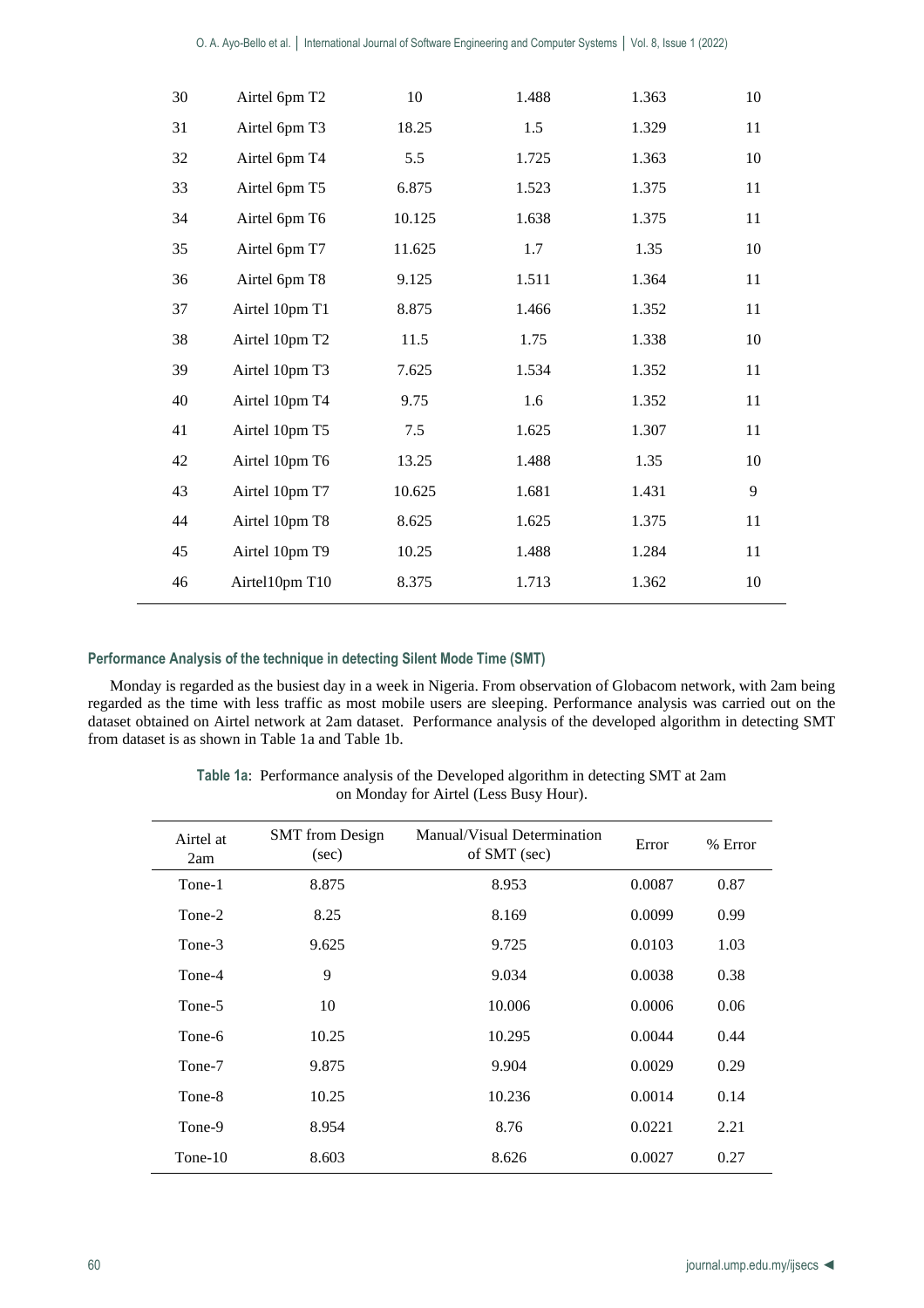| | | | | | |
|---|---|---|---|---|---|
| 30 | Airtel 6pm T2 | 10 | 1.488 | 1.363 | 10 |
| 31 | Airtel 6pm T3 | 18.25 | 1.5 | 1.329 | 11 |
| 32 | Airtel 6pm T4 | 5.5 | 1.725 | 1.363 | 10 |
| 33 | Airtel 6pm T5 | 6.875 | 1.523 | 1.375 | 11 |
| 34 | Airtel 6pm T6 | 10.125 | 1.638 | 1.375 | 11 |
| 35 | Airtel 6pm T7 | 11.625 | 1.7 | 1.35 | 10 |
| 36 | Airtel 6pm T8 | 9.125 | 1.511 | 1.364 | 11 |
| 37 | Airtel 10pm T1 | 8.875 | 1.466 | 1.352 | 11 |
| 38 | Airtel 10pm T2 | 11.5 | 1.75 | 1.338 | 10 |
| 39 | Airtel 10pm T3 | 7.625 | 1.534 | 1.352 | 11 |
| 40 | Airtel 10pm T4 | 9.75 | 1.6 | 1.352 | 11 |
| 41 | Airtel 10pm T5 | 7.5 | 1.625 | 1.307 | 11 |
| 42 | Airtel 10pm T6 | 13.25 | 1.488 | 1.35 | 10 |
| 43 | Airtel 10pm T7 | 10.625 | 1.681 | 1.431 | 9 |
| 44 | Airtel 10pm T8 | 8.625 | 1.625 | 1.375 | 11 |
| 45 | Airtel 10pm T9 | 10.25 | 1.488 | 1.284 | 11 |
| 46 | Airtel10pm T10 | 8.375 | 1.713 | 1.362 | 10 |

### Performance Analysis of the technique in detecting Silent Mode Time (SMT)

Monday is regarded as the busiest day in a week in Nigeria. From observation of Globacom network, with 2am being regarded as the time with less traffic as most mobile users are sleeping. Performance analysis was carried out on the dataset obtained on Airtel network at 2am dataset. Performance analysis of the developed algorithm in detecting SMT from dataset is as shown in Table 1a and Table 1b.

**Table 1a**: Performance analysis of the Developed algorithm in detecting SMT at 2am on Monday for Airtel (Less Busy Hour).

| Airtel at 2am | SMT from Design (sec) | Manual/Visual Determination of SMT (sec) | Error | % Error |
|---|---|---|---|---|
| Tone-1 | 8.875 | 8.953 | 0.0087 | 0.87 |
| Tone-2 | 8.25 | 8.169 | 0.0099 | 0.99 |
| Tone-3 | 9.625 | 9.725 | 0.0103 | 1.03 |
| Tone-4 | 9 | 9.034 | 0.0038 | 0.38 |
| Tone-5 | 10 | 10.006 | 0.0006 | 0.06 |
| Tone-6 | 10.25 | 10.295 | 0.0044 | 0.44 |
| Tone-7 | 9.875 | 9.904 | 0.0029 | 0.29 |
| Tone-8 | 10.25 | 10.236 | 0.0014 | 0.14 |
| Tone-9 | 8.954 | 8.76 | 0.0221 | 2.21 |
| Tone-10 | 8.603 | 8.626 | 0.0027 | 0.27 |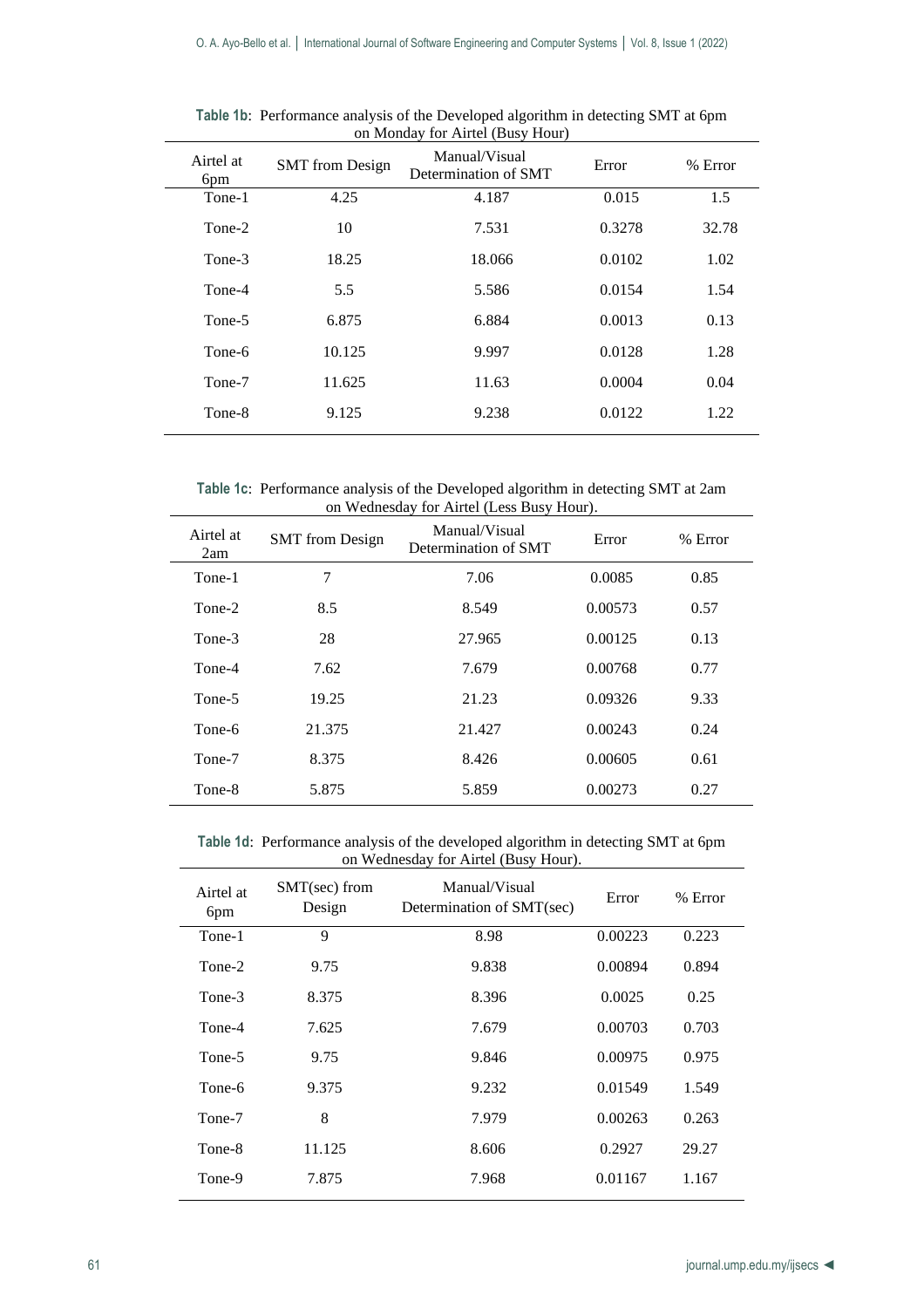**Table 1b**: Performance analysis of the Developed algorithm in detecting SMT at 6pm on Monday for Airtel (Busy Hour)

| Airtel at 6pm | SMT from Design | Manual/Visual Determination of SMT | Error | % Error |
|---|---|---|---|---|
| Tone-1 | 4.25 | 4.187 | 0.015 | 1.5 |
| Tone-2 | 10 | 7.531 | 0.3278 | 32.78 |
| Tone-3 | 18.25 | 18.066 | 0.0102 | 1.02 |
| Tone-4 | 5.5 | 5.586 | 0.0154 | 1.54 |
| Tone-5 | 6.875 | 6.884 | 0.0013 | 0.13 |
| Tone-6 | 10.125 | 9.997 | 0.0128 | 1.28 |
| Tone-7 | 11.625 | 11.63 | 0.0004 | 0.04 |
| Tone-8 | 9.125 | 9.238 | 0.0122 | 1.22 |

**Table 1c**: Performance analysis of the Developed algorithm in detecting SMT at 2am on Wednesday for Airtel (Less Busy Hour).

| Airtel at 2am | SMT from Design | Manual/Visual Determination of SMT | Error | % Error |
|---|---|---|---|---|
| Tone-1 | 7 | 7.06 | 0.0085 | 0.85 |
| Tone-2 | 8.5 | 8.549 | 0.00573 | 0.57 |
| Tone-3 | 28 | 27.965 | 0.00125 | 0.13 |
| Tone-4 | 7.62 | 7.679 | 0.00768 | 0.77 |
| Tone-5 | 19.25 | 21.23 | 0.09326 | 9.33 |
| Tone-6 | 21.375 | 21.427 | 0.00243 | 0.24 |
| Tone-7 | 8.375 | 8.426 | 0.00605 | 0.61 |
| Tone-8 | 5.875 | 5.859 | 0.00273 | 0.27 |

**Table 1d**: Performance analysis of the developed algorithm in detecting SMT at 6pm on Wednesday for Airtel (Busy Hour).

| Airtel at 6pm | SMT(sec) from Design | Manual/Visual Determination of SMT(sec) | Error | % Error |
|---|---|---|---|---|
| Tone-1 | 9 | 8.98 | 0.00223 | 0.223 |
| Tone-2 | 9.75 | 9.838 | 0.00894 | 0.894 |
| Tone-3 | 8.375 | 8.396 | 0.0025 | 0.25 |
| Tone-4 | 7.625 | 7.679 | 0.00703 | 0.703 |
| Tone-5 | 9.75 | 9.846 | 0.00975 | 0.975 |
| Tone-6 | 9.375 | 9.232 | 0.01549 | 1.549 |
| Tone-7 | 8 | 7.979 | 0.00263 | 0.263 |
| Tone-8 | 11.125 | 8.606 | 0.2927 | 29.27 |
| Tone-9 | 7.875 | 7.968 | 0.01167 | 1.167 |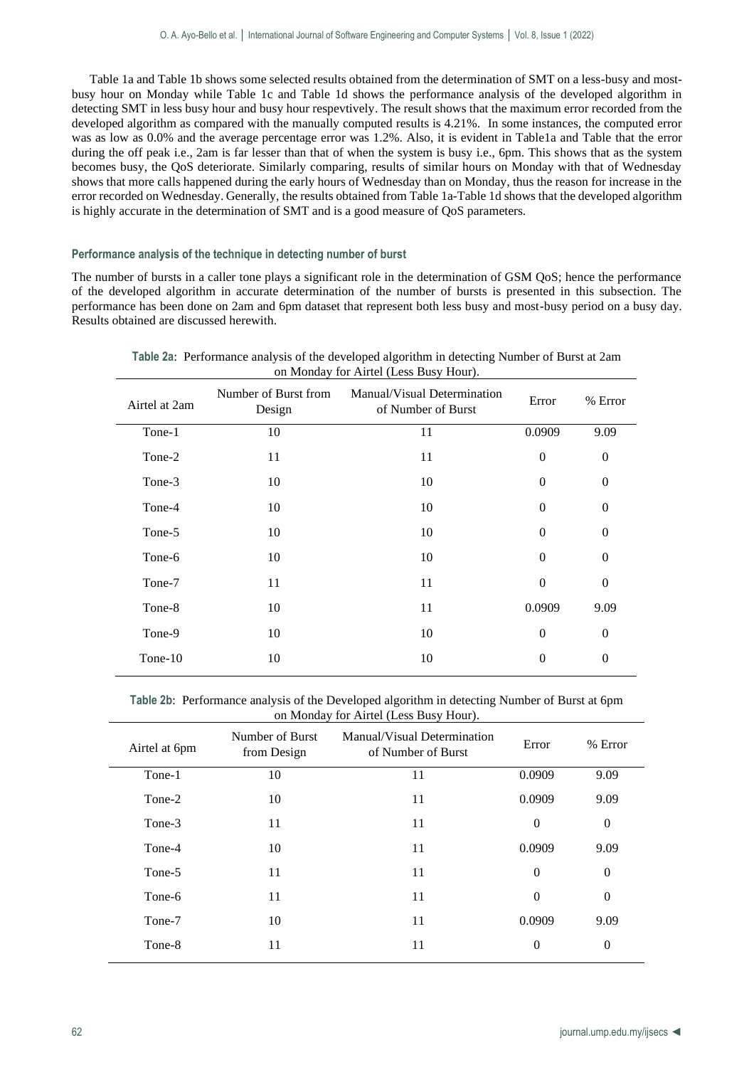Table 1a and Table 1b shows some selected results obtained from the determination of SMT on a less-busy and most-busy hour on Monday while Table 1c and Table 1d shows the performance analysis of the developed algorithm in detecting SMT in less busy hour and busy hour respevtively. The result shows that the maximum error recorded from the developed algorithm as compared with the manually computed results is 4.21%. In some instances, the computed error was as low as 0.0% and the average percentage error was 1.2%. Also, it is evident in Table1a and Table that the error during the off peak i.e., 2am is far lesser than that of when the system is busy i.e., 6pm. This shows that as the system becomes busy, the QoS deteriorate. Similarly comparing, results of similar hours on Monday with that of Wednesday shows that more calls happened during the early hours of Wednesday than on Monday, thus the reason for increase in the error recorded on Wednesday. Generally, the results obtained from Table 1a-Table 1d shows that the developed algorithm is highly accurate in the determination of SMT and is a good measure of QoS parameters.

#### Performance analysis of the technique in detecting number of burst

The number of bursts in a caller tone plays a significant role in the determination of GSM QoS; hence the performance of the developed algorithm in accurate determination of the number of bursts is presented in this subsection. The performance has been done on 2am and 6pm dataset that represent both less busy and most-busy period on a busy day. Results obtained are discussed herewith.

**Table 2a**: Performance analysis of the developed algorithm in detecting Number of Burst at 2am on Monday for Airtel (Less Busy Hour).

| Airtel at 2am | Number of Burst from Design | Manual/Visual Determination of Number of Burst | Error | % Error |
|---|---|---|---|---|
| Tone-1 | 10 | 11 | 0.0909 | 9.09 |
| Tone-2 | 11 | 11 | 0 | 0 |
| Tone-3 | 10 | 10 | 0 | 0 |
| Tone-4 | 10 | 10 | 0 | 0 |
| Tone-5 | 10 | 10 | 0 | 0 |
| Tone-6 | 10 | 10 | 0 | 0 |
| Tone-7 | 11 | 11 | 0 | 0 |
| Tone-8 | 10 | 11 | 0.0909 | 9.09 |
| Tone-9 | 10 | 10 | 0 | 0 |
| Tone-10 | 10 | 10 | 0 | 0 |

**Table 2b**: Performance analysis of the Developed algorithm in detecting Number of Burst at 6pm on Monday for Airtel (Less Busy Hour).

| Airtel at 6pm | Number of Burst from Design | Manual/Visual Determination of Number of Burst | Error | % Error |
|---|---|---|---|---|
| Tone-1 | 10 | 11 | 0.0909 | 9.09 |
| Tone-2 | 10 | 11 | 0.0909 | 9.09 |
| Tone-3 | 11 | 11 | 0 | 0 |
| Tone-4 | 10 | 11 | 0.0909 | 9.09 |
| Tone-5 | 11 | 11 | 0 | 0 |
| Tone-6 | 11 | 11 | 0 | 0 |
| Tone-7 | 10 | 11 | 0.0909 | 9.09 |
| Tone-8 | 11 | 11 | 0 | 0 |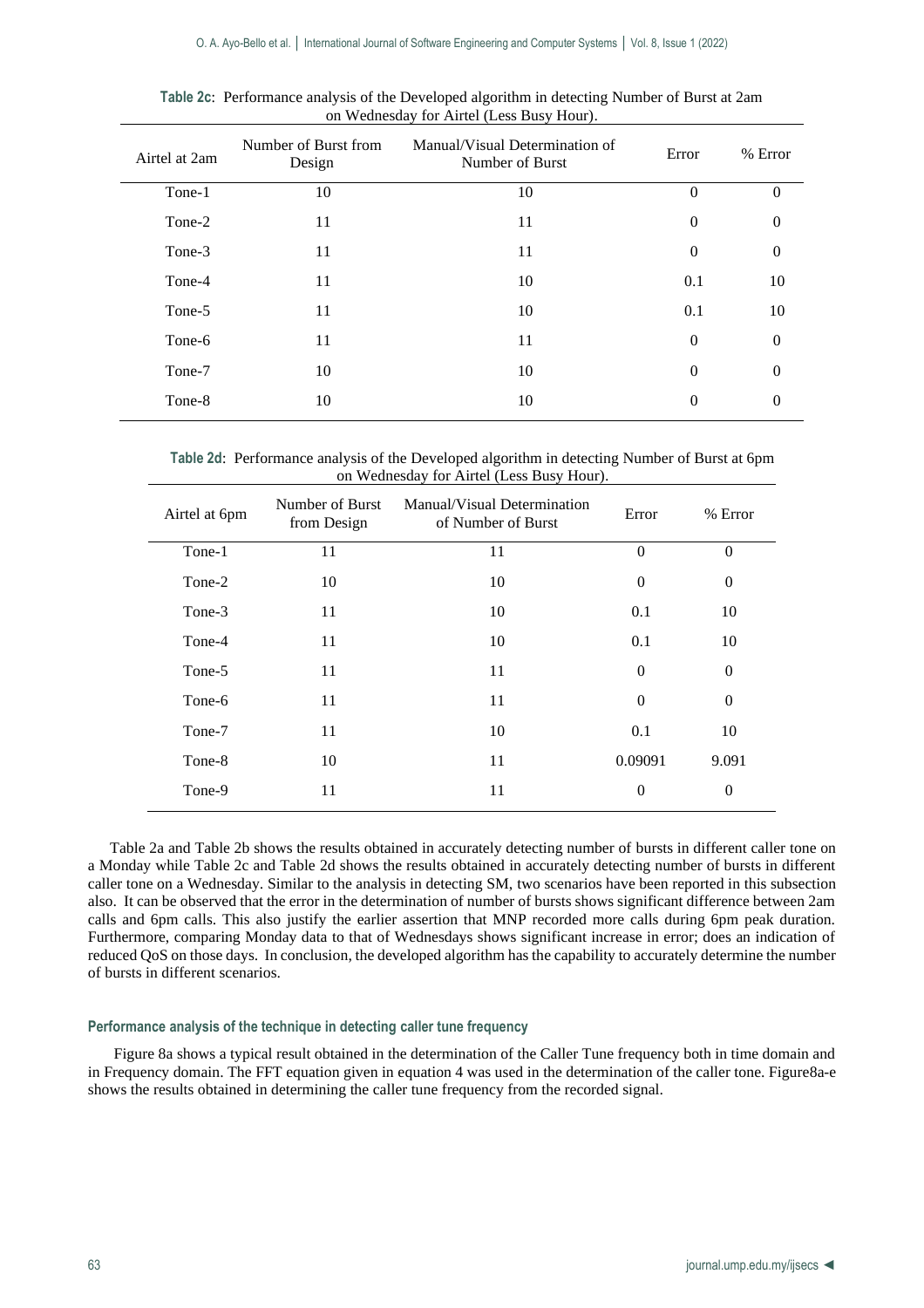**Table 2c**: Performance analysis of the Developed algorithm in detecting Number of Burst at 2am on Wednesday for Airtel (Less Busy Hour).

| Airtel at 2am | Number of Burst from Design | Manual/Visual Determination of Number of Burst | Error | % Error |
|---|---|---|---|---|
| Tone-1 | 10 | 10 | 0 | 0 |
| Tone-2 | 11 | 11 | 0 | 0 |
| Tone-3 | 11 | 11 | 0 | 0 |
| Tone-4 | 11 | 10 | 0.1 | 10 |
| Tone-5 | 11 | 10 | 0.1 | 10 |
| Tone-6 | 11 | 11 | 0 | 0 |
| Tone-7 | 10 | 10 | 0 | 0 |
| Tone-8 | 10 | 10 | 0 | 0 |

**Table 2d**: Performance analysis of the Developed algorithm in detecting Number of Burst at 6pm on Wednesday for Airtel (Less Busy Hour).

| Airtel at 6pm | Number of Burst from Design | Manual/Visual Determination of Number of Burst | Error | % Error |
|---|---|---|---|---|
| Tone-1 | 11 | 11 | 0 | 0 |
| Tone-2 | 10 | 10 | 0 | 0 |
| Tone-3 | 11 | 10 | 0.1 | 10 |
| Tone-4 | 11 | 10 | 0.1 | 10 |
| Tone-5 | 11 | 11 | 0 | 0 |
| Tone-6 | 11 | 11 | 0 | 0 |
| Tone-7 | 11 | 10 | 0.1 | 10 |
| Tone-8 | 10 | 11 | 0.09091 | 9.091 |
| Tone-9 | 11 | 11 | 0 | 0 |

Table 2a and Table 2b shows the results obtained in accurately detecting number of bursts in different caller tone on a Monday while Table 2c and Table 2d shows the results obtained in accurately detecting number of bursts in different caller tone on a Wednesday. Similar to the analysis in detecting SM, two scenarios have been reported in this subsection also. It can be observed that the error in the determination of number of bursts shows significant difference between 2am calls and 6pm calls. This also justify the earlier assertion that MNP recorded more calls during 6pm peak duration. Furthermore, comparing Monday data to that of Wednesdays shows significant increase in error; does an indication of reduced QoS on those days. In conclusion, the developed algorithm has the capability to accurately determine the number of bursts in different scenarios.

### Performance analysis of the technique in detecting caller tune frequency

Figure 8a shows a typical result obtained in the determination of the Caller Tune frequency both in time domain and in Frequency domain. The FFT equation given in equation 4 was used in the determination of the caller tone. Figure8a-e shows the results obtained in determining the caller tune frequency from the recorded signal.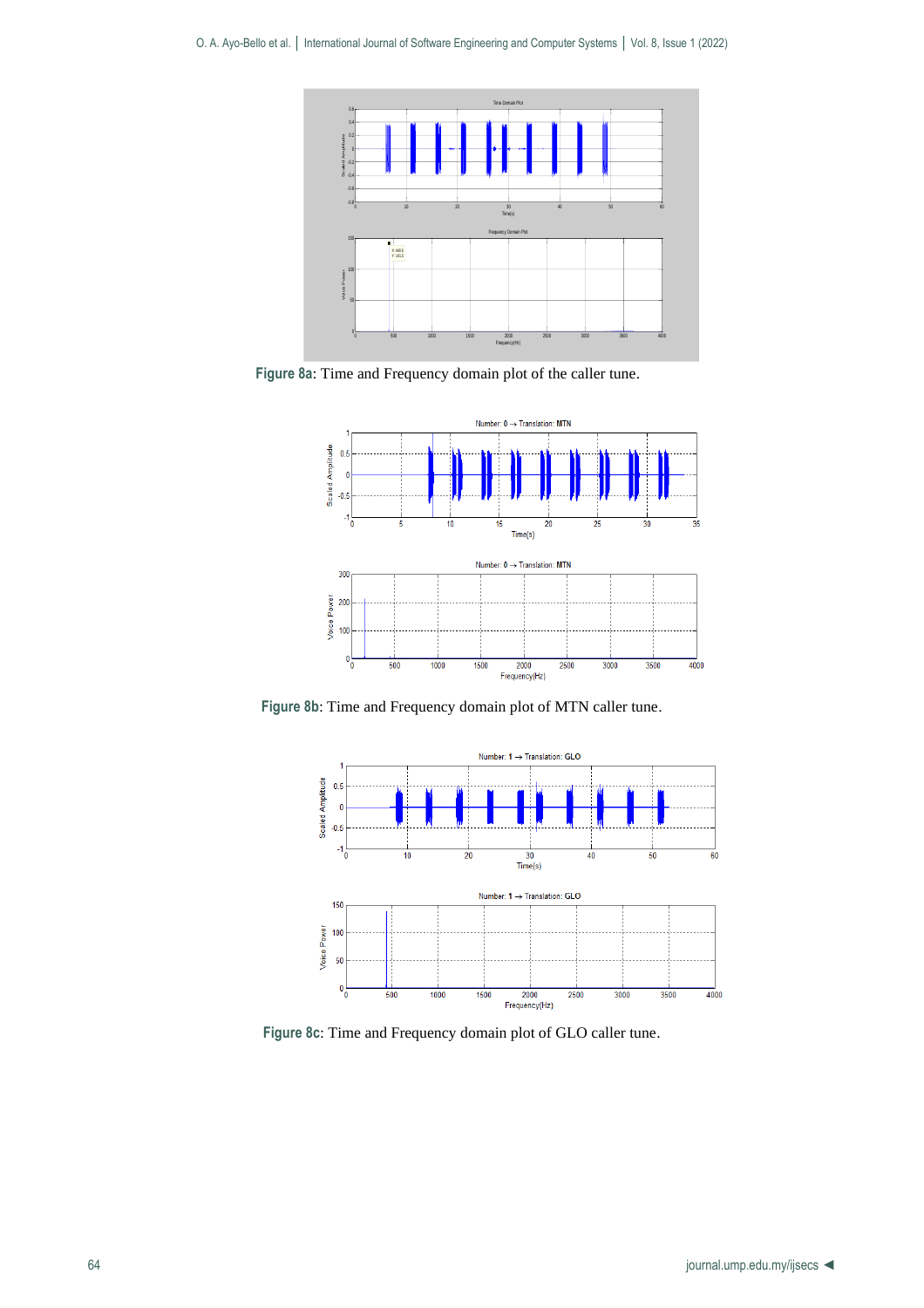Figure 8a: Time and Frequency domain plot of the caller tune.

Figure 8b: Time and Frequency domain plot of MTN caller tune.

Figure 8c: Time and Frequency domain plot of GLO caller tune.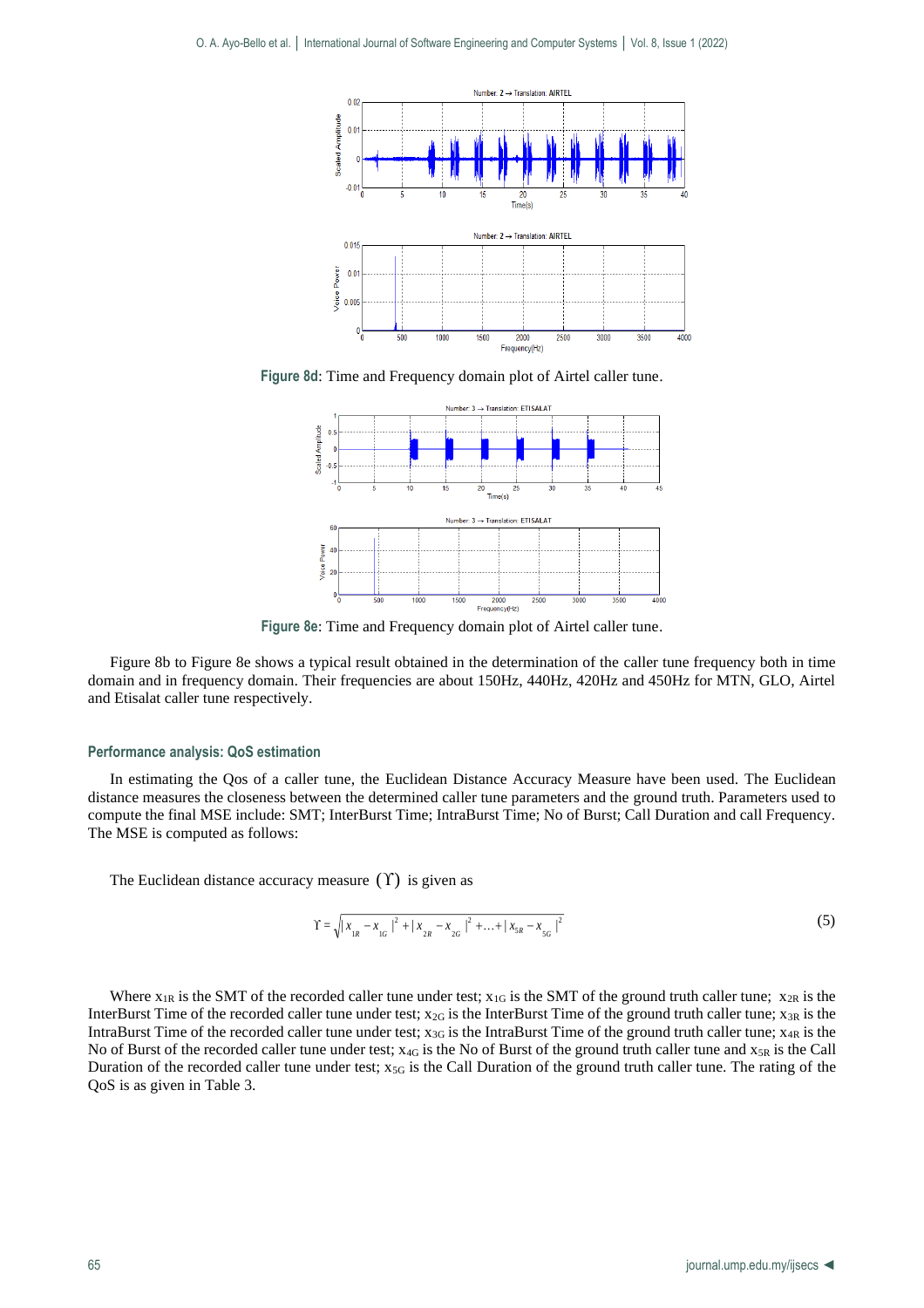Figure 8d: Time and Frequency domain plot of Airtel caller tune.

Figure 8e: Time and Frequency domain plot of Airtel caller tune.

Figure 8b to Figure 8e shows a typical result obtained in the determination of the caller tune frequency both in time domain and in frequency domain. Their frequencies are about 150Hz, 440Hz, 420Hz and 450Hz for MTN, GLO, Airtel and Etisalat caller tune respectively.

### Performance analysis: QoS estimation

In estimating the Qos of a caller tune, the Euclidean Distance Accuracy Measure have been used. The Euclidean distance measures the closeness between the determined caller tune parameters and the ground truth. Parameters used to compute the final MSE include: SMT; InterBurst Time; IntraBurst Time; No of Burst; Call Duration and call Frequency. The MSE is computed as follows:

The Euclidean distance accuracy measure $(\Upsilon)$ is given as

$$\Upsilon = \sqrt{|x_{1R} - x_{1G}|^2 + |x_{2R} - x_{2G}|^2 + \ldots + |x_{5R} - x_{5G}|^2} \tag{5}$$

Where $x_{1R}$ is the SMT of the recorded caller tune under test; $x_{1G}$ is the SMT of the ground truth caller tune; $x_{2R}$ is the InterBurst Time of the recorded caller tune under test; $x_{2G}$ is the InterBurst Time of the ground truth caller tune; $x_{3R}$ is the IntraBurst Time of the recorded caller tune under test; $x_{3G}$ is the IntraBurst Time of the ground truth caller tune; $x_{4R}$ is the No of Burst of the recorded caller tune under test; $x_{4G}$ is the No of Burst of the ground truth caller tune and $x_{5R}$ is the Call Duration of the recorded caller tune under test; $x_{5G}$ is the Call Duration of the ground truth caller tune. The rating of the QoS is as given in Table 3.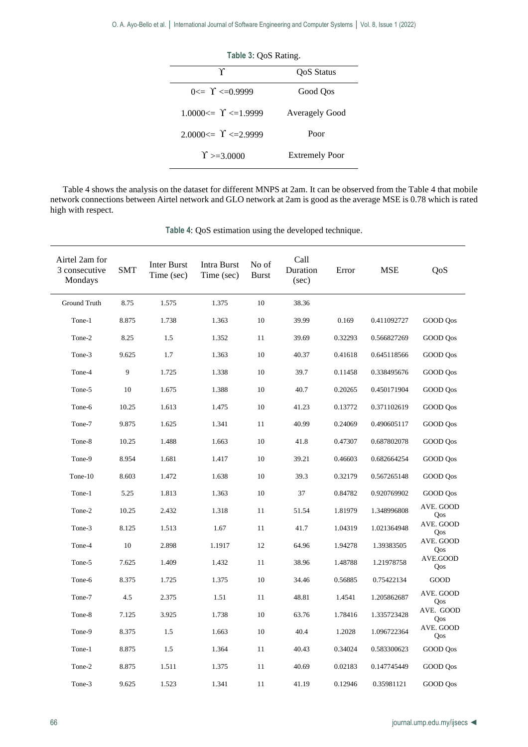**Table 3**: QoS Rating.

| ϒ | QoS Status |
|---|---|
| 0<= ϒ <=0.9999 | Good Qos |
| 1.0000<= ϒ <=1.9999 | Averagely Good |
| 2.0000<= ϒ <=2.9999 | Poor |
| ϒ >=3.0000 | Extremely Poor |

Table 4 shows the analysis on the dataset for different MNPS at 2am. It can be observed from the Table 4 that mobile network connections between Airtel network and GLO network at 2am is good as the average MSE is 0.78 which is rated high with respect.

**Table 4**: QoS estimation using the developed technique.

| Airtel 2am for 3 consecutive Mondays | SMT | Inter Burst Time (sec) | Intra Burst Time (sec) | No of Burst | Call Duration (sec) | Error | MSE | QoS |
|---|---|---|---|---|---|---|---|---|
| Ground Truth | 8.75 | 1.575 | 1.375 | 10 | 38.36 | | | |
| Tone-1 | 8.875 | 1.738 | 1.363 | 10 | 39.99 | 0.169 | 0.411092727 | GOOD Qos |
| Tone-2 | 8.25 | 1.5 | 1.352 | 11 | 39.69 | 0.32293 | 0.566827269 | GOOD Qos |
| Tone-3 | 9.625 | 1.7 | 1.363 | 10 | 40.37 | 0.41618 | 0.645118566 | GOOD Qos |
| Tone-4 | 9 | 1.725 | 1.338 | 10 | 39.7 | 0.11458 | 0.338495676 | GOOD Qos |
| Tone-5 | 10 | 1.675 | 1.388 | 10 | 40.7 | 0.20265 | 0.450171904 | GOOD Qos |
| Tone-6 | 10.25 | 1.613 | 1.475 | 10 | 41.23 | 0.13772 | 0.371102619 | GOOD Qos |
| Tone-7 | 9.875 | 1.625 | 1.341 | 11 | 40.99 | 0.24069 | 0.490605117 | GOOD Qos |
| Tone-8 | 10.25 | 1.488 | 1.663 | 10 | 41.8 | 0.47307 | 0.687802078 | GOOD Qos |
| Tone-9 | 8.954 | 1.681 | 1.417 | 10 | 39.21 | 0.46603 | 0.682664254 | GOOD Qos |
| Tone-10 | 8.603 | 1.472 | 1.638 | 10 | 39.3 | 0.32179 | 0.567265148 | GOOD Qos |
| Tone-1 | 5.25 | 1.813 | 1.363 | 10 | 37 | 0.84782 | 0.920769902 | GOOD Qos |
| Tone-2 | 10.25 | 2.432 | 1.318 | 11 | 51.54 | 1.81979 | 1.348996808 | AVE. GOOD Qos |
| Tone-3 | 8.125 | 1.513 | 1.67 | 11 | 41.7 | 1.04319 | 1.021364948 | AVE. GOOD Qos |
| Tone-4 | 10 | 2.898 | 1.1917 | 12 | 64.96 | 1.94278 | 1.39383505 | AVE. GOOD Qos |
| Tone-5 | 7.625 | 1.409 | 1.432 | 11 | 38.96 | 1.48788 | 1.21978758 | AVE.GOOD Qos |
| Tone-6 | 8.375 | 1.725 | 1.375 | 10 | 34.46 | 0.56885 | 0.75422134 | GOOD |
| Tone-7 | 4.5 | 2.375 | 1.51 | 11 | 48.81 | 1.4541 | 1.205862687 | AVE. GOOD Qos |
| Tone-8 | 7.125 | 3.925 | 1.738 | 10 | 63.76 | 1.78416 | 1.335723428 | AVE. GOOD Qos |
| Tone-9 | 8.375 | 1.5 | 1.663 | 10 | 40.4 | 1.2028 | 1.096722364 | AVE. GOOD Qos |
| Tone-1 | 8.875 | 1.5 | 1.364 | 11 | 40.43 | 0.34024 | 0.583300623 | GOOD Qos |
| Tone-2 | 8.875 | 1.511 | 1.375 | 11 | 40.69 | 0.02183 | 0.147745449 | GOOD Qos |
| Tone-3 | 9.625 | 1.523 | 1.341 | 11 | 41.19 | 0.12946 | 0.35981121 | GOOD Qos |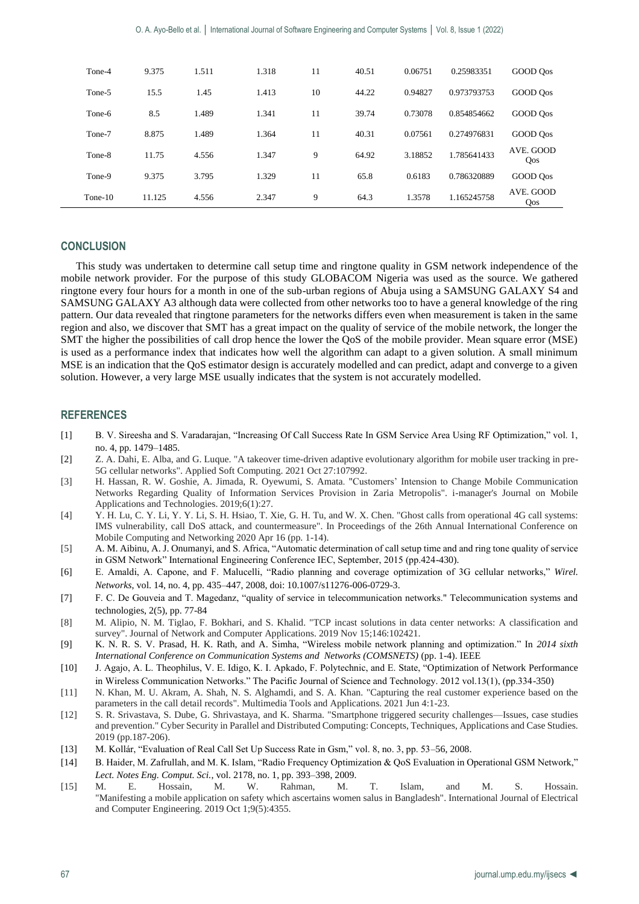| Tone-4 | 9.375 | 1.511 | 1.318 | 11 | 40.51 | 0.06751 | 0.25983351 | GOOD Qos |
|---|---|---|---|---|---|---|---|---|
| Tone-5 | 15.5 | 1.45 | 1.413 | 10 | 44.22 | 0.94827 | 0.973793753 | GOOD Qos |
| Tone-6 | 8.5 | 1.489 | 1.341 | 11 | 39.74 | 0.73078 | 0.854854662 | GOOD Qos |
| Tone-7 | 8.875 | 1.489 | 1.364 | 11 | 40.31 | 0.07561 | 0.274976831 | GOOD Qos |
| Tone-8 | 11.75 | 4.556 | 1.347 | 9 | 64.92 | 3.18852 | 1.785641433 | AVE. GOOD Qos |
| Tone-9 | 9.375 | 3.795 | 1.329 | 11 | 65.8 | 0.6183 | 0.786320889 | GOOD Qos |
| Tone-10 | 11.125 | 4.556 | 2.347 | 9 | 64.3 | 1.3578 | 1.165245758 | AVE. GOOD Qos |

## CONCLUSION

This study was undertaken to determine call setup time and ringtone quality in GSM network independence of the mobile network provider. For the purpose of this study GLOBACOM Nigeria was used as the source. We gathered ringtone every four hours for a month in one of the sub-urban regions of Abuja using a SAMSUNG GALAXY S4 and SAMSUNG GALAXY A3 although data were collected from other networks too to have a general knowledge of the ring pattern. Our data revealed that ringtone parameters for the networks differs even when measurement is taken in the same region and also, we discover that SMT has a great impact on the quality of service of the mobile network, the longer the SMT the higher the possibilities of call drop hence the lower the QoS of the mobile provider. Mean square error (MSE) is used as a performance index that indicates how well the algorithm can adapt to a given solution. A small minimum MSE is an indication that the QoS estimator design is accurately modelled and can predict, adapt and converge to a given solution. However, a very large MSE usually indicates that the system is not accurately modelled.

## REFERENCES

[1] B. V. Sireesha and S. Varadarajan, "Increasing Of Call Success Rate In GSM Service Area Using RF Optimization," vol. 1, no. 4, pp. 1479–1485.

[2] Z. A. Dahi, E. Alba, and G. Luque. "A takeover time-driven adaptive evolutionary algorithm for mobile user tracking in pre-5G cellular networks". Applied Soft Computing. 2021 Oct 27:107992.

[3] H. Hassan, R. W. Goshie, A. Jimada, R. Oyewumi, S. Amata. "Customers' Intension to Change Mobile Communication Networks Regarding Quality of Information Services Provision in Zaria Metropolis". i-manager's Journal on Mobile Applications and Technologies. 2019;6(1):27.

[4] Y. H. Lu, C. Y. Li, Y. Y. Li, S. H. Hsiao, T. Xie, G. H. Tu, and W. X. Chen. "Ghost calls from operational 4G call systems: IMS vulnerability, call DoS attack, and countermeasure". In Proceedings of the 26th Annual International Conference on Mobile Computing and Networking 2020 Apr 16 (pp. 1-14).

[5] A. M. Aibinu, A. J. Onumanyi, and S. Africa, "Automatic determination of call setup time and and ring tone quality of service in GSM Network" International Engineering Conference IEC, September, 2015 (pp.424-430).

[6] E. Amaldi, A. Capone, and F. Malucelli, "Radio planning and coverage optimization of 3G cellular networks," *Wirel. Networks*, vol. 14, no. 4, pp. 435–447, 2008, doi: 10.1007/s11276-006-0729-3.

[7] F. C. De Gouveia and T. Magedanz, "quality of service in telecommunication networks." Telecommunication systems and technologies, 2(5), pp. 77-84

[8] M. Alipio, N. M. Tiglao, F. Bokhari, and S. Khalid. "TCP incast solutions in data center networks: A classification and survey". Journal of Network and Computer Applications. 2019 Nov 15;146:102421.

[9] K. N. R. S. V. Prasad, H. K. Rath, and A. Simha, "Wireless mobile network planning and optimization." In *2014 sixth International Conference on Communication Systems and Networks (COMSNETS)* (pp. 1-4). IEEE

[10] J. Agajo, A. L. Theophilus, V. E. Idigo, K. I. Apkado, F. Polytechnic, and E. State, "Optimization of Network Performance in Wireless Communication Networks." The Pacific Journal of Science and Technology. 2012 vol.13(1), (pp.334-350)

[11] N. Khan, M. U. Akram, A. Shah, N. S. Alghamdi, and S. A. Khan. "Capturing the real customer experience based on the parameters in the call detail records". Multimedia Tools and Applications. 2021 Jun 4:1-23.

[12] S. R. Srivastava, S. Dube, G. Shrivastaya, and K. Sharma. "Smartphone triggered security challenges—Issues, case studies and prevention." Cyber Security in Parallel and Distributed Computing: Concepts, Techniques, Applications and Case Studies. 2019 (pp.187-206).

[13] M. Kollár, "Evaluation of Real Call Set Up Success Rate in Gsm," vol. 8, no. 3, pp. 53–56, 2008.

[14] B. Haider, M. Zafrullah, and M. K. Islam, "Radio Frequency Optimization & QoS Evaluation in Operational GSM Network," *Lect. Notes Eng. Comput. Sci.*, vol. 2178, no. 1, pp. 393–398, 2009.

[15] M. E. Hossain, M. W. Rahman, M. T. Islam, and M. S. Hossain. "Manifesting a mobile application on safety which ascertains women salus in Bangladesh". International Journal of Electrical and Computer Engineering. 2019 Oct 1;9(5):4355.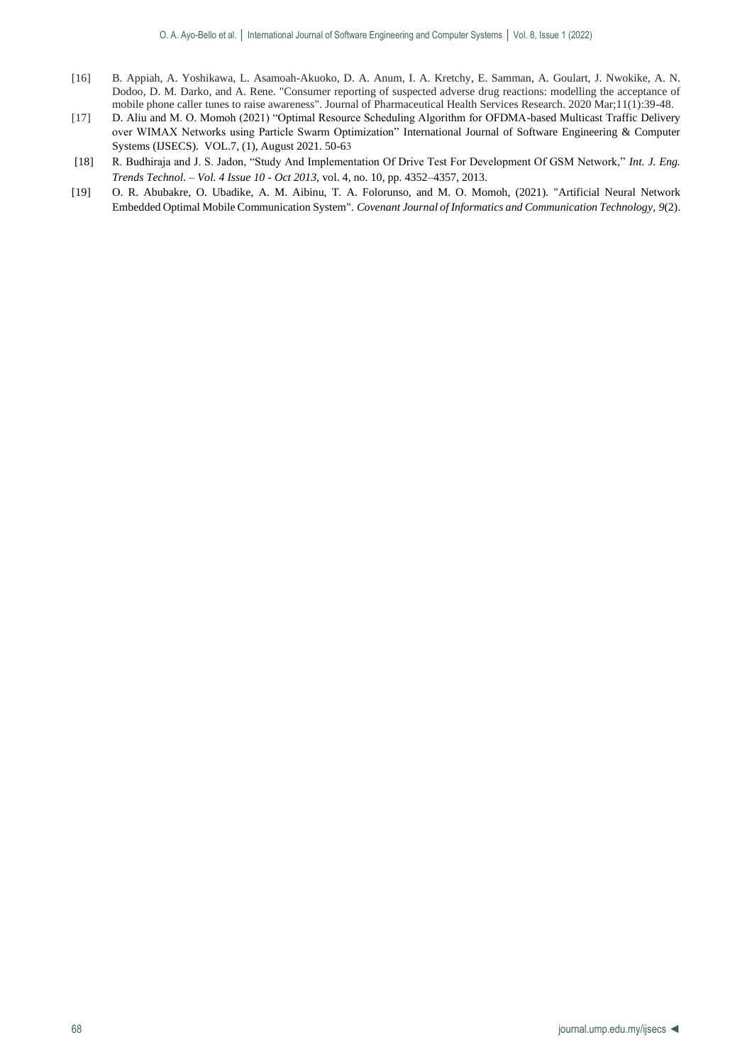[16] B. Appiah, A. Yoshikawa, L. Asamoah-Akuoko, D. A. Anum, I. A. Kretchy, E. Samman, A. Goulart, J. Nwokike, A. N. Dodoo, D. M. Darko, and A. Rene. "Consumer reporting of suspected adverse drug reactions: modelling the acceptance of mobile phone caller tunes to raise awareness". Journal of Pharmaceutical Health Services Research. 2020 Mar;11(1):39-48.

[17] D. Aliu and M. O. Momoh (2021) "Optimal Resource Scheduling Algorithm for OFDMA-based Multicast Traffic Delivery over WIMAX Networks using Particle Swarm Optimization" International Journal of Software Engineering & Computer Systems (IJSECS). VOL.7, (1), August 2021. 50-63

[18] R. Budhiraja and J. S. Jadon, "Study And Implementation Of Drive Test For Development Of GSM Network," *Int. J. Eng. Trends Technol. – Vol. 4 Issue 10 - Oct 2013*, vol. 4, no. 10, pp. 4352–4357, 2013.

[19] O. R. Abubakre, O. Ubadike, A. M. Aibinu, T. A. Folorunso, and M. O. Momoh, (2021). "Artificial Neural Network Embedded Optimal Mobile Communication System". *Covenant Journal of Informatics and Communication Technology*, *9*(2).